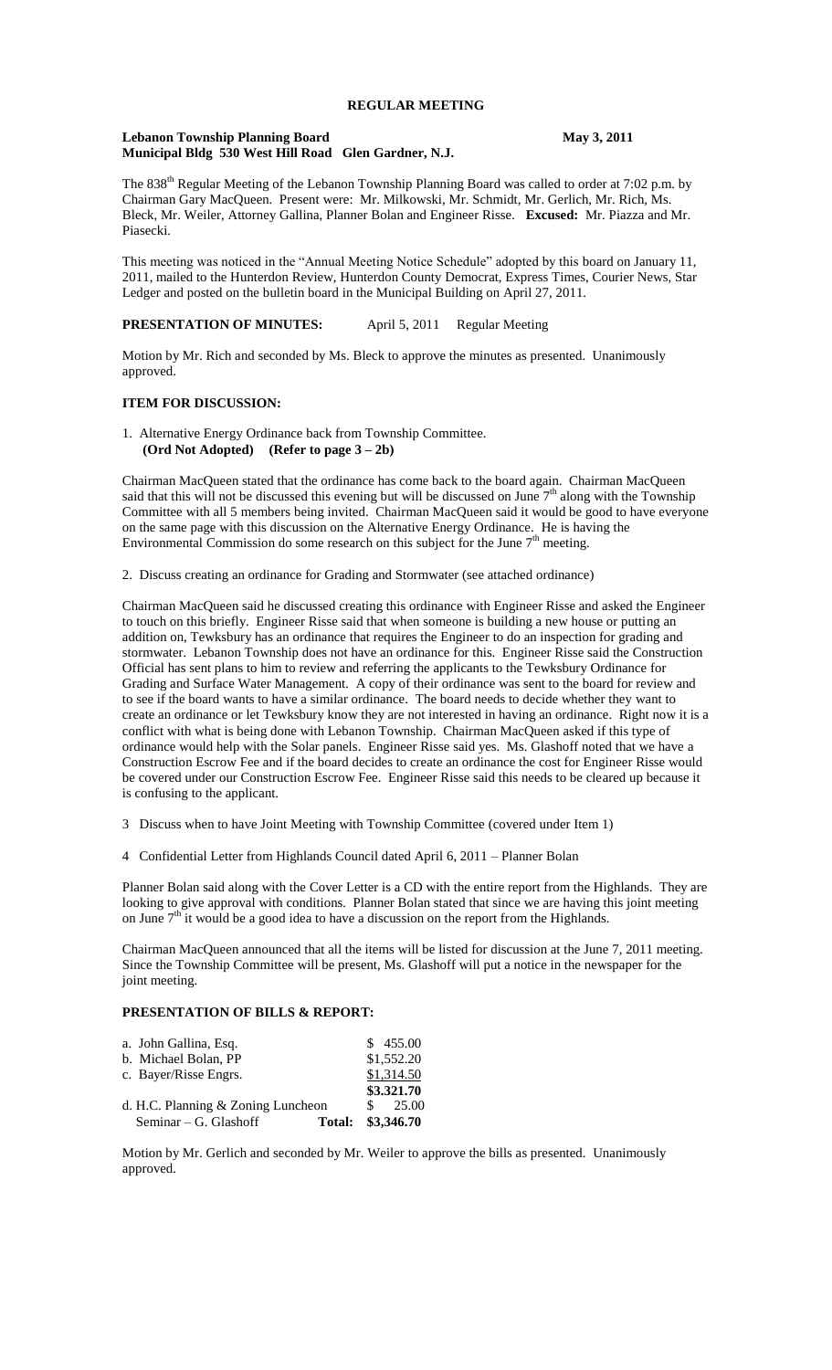## REGULAR MEETING

**Lebanon Township Planning Board** **May 3, 2011**
**Municipal Bldg 530 West Hill Road Glen Gardner, N.J.**

The 838th Regular Meeting of the Lebanon Township Planning Board was called to order at 7:02 p.m. by Chairman Gary MacQueen. Present were: Mr. Milkowski, Mr. Schmidt, Mr. Gerlich, Mr. Rich, Ms. Bleck, Mr. Weiler, Attorney Gallina, Planner Bolan and Engineer Risse. **Excused:** Mr. Piazza and Mr. Piasecki.

This meeting was noticed in the "Annual Meeting Notice Schedule" adopted by this board on January 11, 2011, mailed to the Hunterdon Review, Hunterdon County Democrat, Express Times, Courier News, Star Ledger and posted on the bulletin board in the Municipal Building on April 27, 2011.

**PRESENTATION OF MINUTES:** April 5, 2011 Regular Meeting

Motion by Mr. Rich and seconded by Ms. Bleck to approve the minutes as presented. Unanimously approved.

**ITEM FOR DISCUSSION:**

1. Alternative Energy Ordinance back from Township Committee.
   **(Ord Not Adopted) (Refer to page 3 – 2b)**

Chairman MacQueen stated that the ordinance has come back to the board again. Chairman MacQueen said that this will not be discussed this evening but will be discussed on June 7th along with the Township Committee with all 5 members being invited. Chairman MacQueen said it would be good to have everyone on the same page with this discussion on the Alternative Energy Ordinance. He is having the Environmental Commission do some research on this subject for the June 7th meeting.

2. Discuss creating an ordinance for Grading and Stormwater (see attached ordinance)

Chairman MacQueen said he discussed creating this ordinance with Engineer Risse and asked the Engineer to touch on this briefly. Engineer Risse said that when someone is building a new house or putting an addition on, Tewksbury has an ordinance that requires the Engineer to do an inspection for grading and stormwater. Lebanon Township does not have an ordinance for this. Engineer Risse said the Construction Official has sent plans to him to review and referring the applicants to the Tewksbury Ordinance for Grading and Surface Water Management. A copy of their ordinance was sent to the board for review and to see if the board wants to have a similar ordinance. The board needs to decide whether they want to create an ordinance or let Tewksbury know they are not interested in having an ordinance. Right now it is a conflict with what is being done with Lebanon Township. Chairman MacQueen asked if this type of ordinance would help with the Solar panels. Engineer Risse said yes. Ms. Glashoff noted that we have a Construction Escrow Fee and if the board decides to create an ordinance the cost for Engineer Risse would be covered under our Construction Escrow Fee. Engineer Risse said this needs to be cleared up because it is confusing to the applicant.

3 Discuss when to have Joint Meeting with Township Committee (covered under Item 1)

4 Confidential Letter from Highlands Council dated April 6, 2011 – Planner Bolan

Planner Bolan said along with the Cover Letter is a CD with the entire report from the Highlands. They are looking to give approval with conditions. Planner Bolan stated that since we are having this joint meeting on June 7th it would be a good idea to have a discussion on the report from the Highlands.

Chairman MacQueen announced that all the items will be listed for discussion at the June 7, 2011 meeting. Since the Township Committee will be present, Ms. Glashoff will put a notice in the newspaper for the joint meeting.

**PRESENTATION OF BILLS & REPORT:**

| | |
|---|---|
| a. John Gallina, Esq. | $ 455.00 |
| b. Michael Bolan, PP | $1,552.20 |
| c. Bayer/Risse Engrs. | $1,314.50 |
| | **$3.321.70** |
| d. H.C. Planning & Zoning Luncheon | $ 25.00 |
| Seminar – G. Glashoff **Total:** | **$3,346.70** |

Motion by Mr. Gerlich and seconded by Mr. Weiler to approve the bills as presented. Unanimously approved.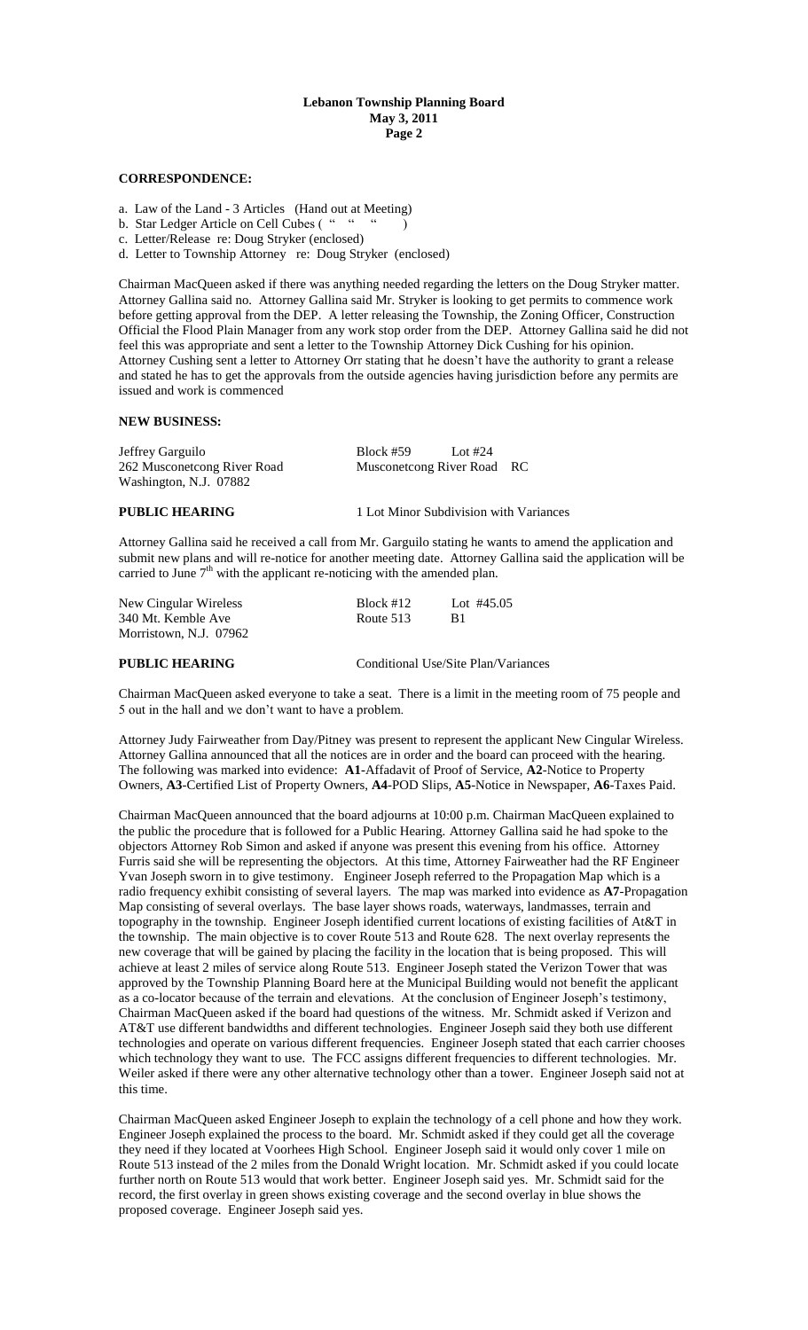**CORRESPONDENCE:**

a. Law of the Land - 3 Articles (Hand out at Meeting)
b. Star Ledger Article on Cell Cubes ( " " " )
c. Letter/Release re: Doug Stryker (enclosed)
d. Letter to Township Attorney re: Doug Stryker (enclosed)

Chairman MacQueen asked if there was anything needed regarding the letters on the Doug Stryker matter. Attorney Gallina said no. Attorney Gallina said Mr. Stryker is looking to get permits to commence work before getting approval from the DEP. A letter releasing the Township, the Zoning Officer, Construction Official the Flood Plain Manager from any work stop order from the DEP. Attorney Gallina said he did not feel this was appropriate and sent a letter to the Township Attorney Dick Cushing for his opinion. Attorney Cushing sent a letter to Attorney Orr stating that he doesn't have the authority to grant a release and stated he has to get the approvals from the outside agencies having jurisdiction before any permits are issued and work is commenced

**NEW BUSINESS:**

| | |
|---|---|
| Jeffrey Garguilo | Block #59 Lot #24 |
| 262 Musconetcong River Road | Musconetcong River Road RC |
| Washington, N.J. 07882 | |

**PUBLIC HEARING** 1 Lot Minor Subdivision with Variances

Attorney Gallina said he received a call from Mr. Garguilo stating he wants to amend the application and submit new plans and will re-notice for another meeting date. Attorney Gallina said the application will be carried to June 7[th] with the applicant re-noticing with the amended plan.

| | |
|---|---|
| New Cingular Wireless | Block #12 Lot #45.05 |
| 340 Mt. Kemble Ave | Route 513 B1 |
| Morristown, N.J. 07962 | |

**PUBLIC HEARING** Conditional Use/Site Plan/Variances

Chairman MacQueen asked everyone to take a seat. There is a limit in the meeting room of 75 people and 5 out in the hall and we don't want to have a problem.

Attorney Judy Fairweather from Day/Pitney was present to represent the applicant New Cingular Wireless. Attorney Gallina announced that all the notices are in order and the board can proceed with the hearing. The following was marked into evidence: **A1**-Affadavit of Proof of Service, **A2**-Notice to Property Owners, **A3**-Certified List of Property Owners, **A4**-POD Slips, **A5**-Notice in Newspaper, **A6**-Taxes Paid.

Chairman MacQueen announced that the board adjourns at 10:00 p.m. Chairman MacQueen explained to the public the procedure that is followed for a Public Hearing. Attorney Gallina said he had spoke to the objectors Attorney Rob Simon and asked if anyone was present this evening from his office. Attorney Furris said she will be representing the objectors. At this time, Attorney Fairweather had the RF Engineer Yvan Joseph sworn in to give testimony. Engineer Joseph referred to the Propagation Map which is a radio frequency exhibit consisting of several layers. The map was marked into evidence as **A7**-Propagation Map consisting of several overlays. The base layer shows roads, waterways, landmasses, terrain and topography in the township. Engineer Joseph identified current locations of existing facilities of At&T in the township. The main objective is to cover Route 513 and Route 628. The next overlay represents the new coverage that will be gained by placing the facility in the location that is being proposed. This will achieve at least 2 miles of service along Route 513. Engineer Joseph stated the Verizon Tower that was approved by the Township Planning Board here at the Municipal Building would not benefit the applicant as a co-locator because of the terrain and elevations. At the conclusion of Engineer Joseph's testimony, Chairman MacQueen asked if the board had questions of the witness. Mr. Schmidt asked if Verizon and AT&T use different bandwidths and different technologies. Engineer Joseph said they both use different technologies and operate on various different frequencies. Engineer Joseph stated that each carrier chooses which technology they want to use. The FCC assigns different frequencies to different technologies. Mr. Weiler asked if there were any other alternative technology other than a tower. Engineer Joseph said not at this time.

Chairman MacQueen asked Engineer Joseph to explain the technology of a cell phone and how they work. Engineer Joseph explained the process to the board. Mr. Schmidt asked if they could get all the coverage they need if they located at Voorhees High School. Engineer Joseph said it would only cover 1 mile on Route 513 instead of the 2 miles from the Donald Wright location. Mr. Schmidt asked if you could locate further north on Route 513 would that work better. Engineer Joseph said yes. Mr. Schmidt said for the record, the first overlay in green shows existing coverage and the second overlay in blue shows the proposed coverage. Engineer Joseph said yes.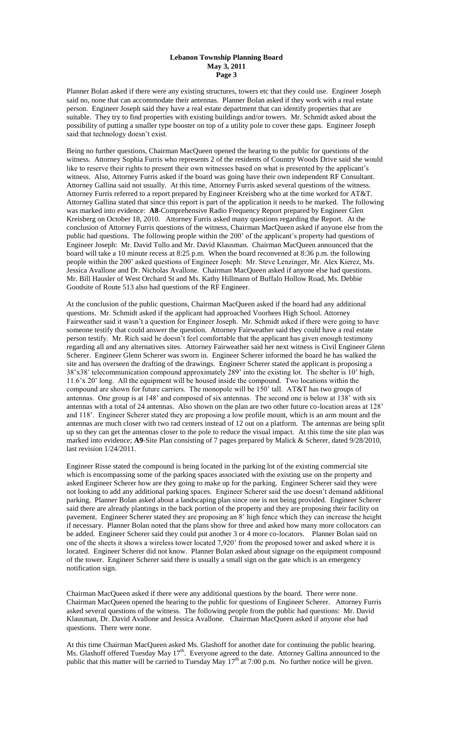Planner Bolan asked if there were any existing structures, towers etc that they could use. Engineer Joseph said no, none that can accommodate their antennas. Planner Bolan asked if they work with a real estate person. Engineer Joseph said they have a real estate department that can identify properties that are suitable. They try to find properties with existing buildings and/or towers. Mr. Schmidt asked about the possibility of putting a smaller type booster on top of a utility pole to cover these gaps. Engineer Joseph said that technology doesn't exist.

Being no further questions, Chairman MacQueen opened the hearing to the public for questions of the witness. Attorney Sophia Furris who represents 2 of the residents of Country Woods Drive said she would like to reserve their rights to present their own witnesses based on what is presented by the applicant's witness. Also, Attorney Furris asked if the board was going have their own independent RF Consultant. Attorney Gallina said not usually. At this time, Attorney Furris asked several questions of the witness. Attorney Furris referred to a report prepared by Engineer Kreisberg who at the time worked for AT&T. Attorney Gallina stated that since this report is part of the application it needs to be marked. The following was marked into evidence: **A8**-Comprehensive Radio Frequency Report prepared by Engineer Glen Kreisberg on October 18, 2010. Attorney Furris asked many questions regarding the Report. At the conclusion of Attorney Furris questions of the witness, Chairman MacQueen asked if anyone else from the public had questions. The following people within the 200' of the applicant's property had questions of Engineer Joseph: Mr. David Tullo and Mr. David Klausman. Chairman MacQueen announced that the board will take a 10 minute recess at 8:25 p.m. When the board reconvened at 8:36 p.m. the following people within the 200' asked questions of Engineer Joseph: Mr. Steve Lenzinger, Mr. Alex Kierez, Ms. Jessica Avallone and Dr. Nicholas Avallone. Chairman MacQueen asked if anyone else had questions. Mr. Bill Hausler of West Orchard St and Ms. Kathy Hillmann of Buffalo Hollow Road, Ms. Debbie Goodsite of Route 513 also had questions of the RF Engineer.

At the conclusion of the public questions, Chairman MacQueen asked if the board had any additional questions. Mr. Schmidt asked if the applicant had approached Voorhees High School. Attorney Fairweather said it wasn't a question for Engineer Joseph. Mr. Schmidt asked if there were going to have someone testify that could answer the question. Attorney Fairweather said they could have a real estate person testify. Mr. Rich said he doesn't feel comfortable that the applicant has given enough testimony regarding all and any alternatives sites. Attorney Fairweather said her next witness is Civil Engineer Glenn Scherer. Engineer Glenn Scherer was sworn in. Engineer Scherer informed the board he has walked the site and has overseen the drafting of the drawings. Engineer Scherer stated the applicant is proposing a 38'x38' telecommunication compound approximately 289' into the existing lot. The shelter is 10' high, 11.6'x 20' long. All the equipment will be housed inside the compound. Two locations within the compound are shown for future carriers. The monopole will be 150' tall. AT&T has two groups of antennas. One group is at 148' and composed of six antennas. The second one is below at 138' with six antennas with a total of 24 antennas. Also shown on the plan are two other future co-location areas at 128' and 118'. Engineer Scherer stated they are proposing a low profile mount, which is an arm mount and the antennas are much closer with two rad centers instead of 12 out on a platform. The antennas are being split up so they can get the antennas closer to the pole to reduce the visual impact. At this time the site plan was marked into evidence; **A9**-Site Plan consisting of 7 pages prepared by Malick & Scherer, dated 9/28/2010, last revision 1/24/2011.

Engineer Risse stated the compound is being located in the parking lot of the existing commercial site which is encompassing some of the parking spaces associated with the existing use on the property and asked Engineer Scherer how are they going to make up for the parking. Engineer Scherer said they were not looking to add any additional parking spaces. Engineer Scherer said the use doesn't demand additional parking. Planner Bolan asked about a landscaping plan since one is not being provided. Engineer Scherer said there are already plantings in the back portion of the property and they are proposing their facility on pavement. Engineer Scherer stated they are proposing an 8' high fence which they can increase the height if necessary. Planner Bolan noted that the plans show for three and asked how many more collocators can be added. Engineer Scherer said they could put another 3 or 4 more co-locators. Planner Bolan said on one of the sheets it shows a wireless tower located 7,920' from the proposed tower and asked where it is located. Engineer Scherer did not know. Planner Bolan asked about signage on the equipment compound of the tower. Engineer Scherer said there is usually a small sign on the gate which is an emergency notification sign.

Chairman MacQueen asked if there were any additional questions by the board. There were none. Chairman MacQueen opened the hearing to the public for questions of Engineer Scherer. Attorney Furris asked several questions of the witness. The following people from the public had questions: Mr. David Klausman, Dr. David Avallone and Jessica Avallone. Chairman MacQueen asked if anyone else had questions. There were none.

At this time Chairman MacQueen asked Ms. Glashoff for another date for continuing the public hearing. Ms. Glashoff offered Tuesday May 17th. Everyone agreed to the date. Attorney Gallina announced to the public that this matter will be carried to Tuesday May 17th at 7:00 p.m. No further notice will be given.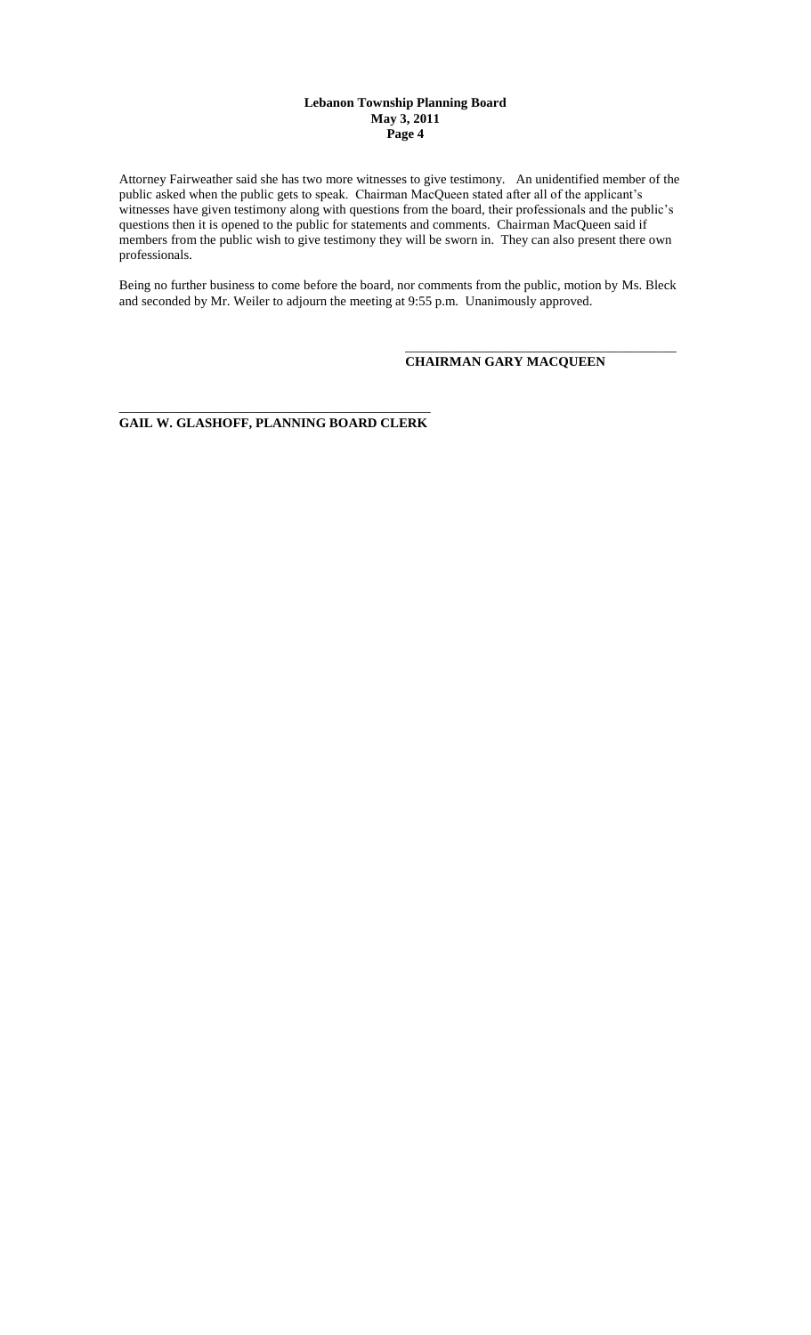Attorney Fairweather said she has two more witnesses to give testimony. An unidentified member of the public asked when the public gets to speak. Chairman MacQueen stated after all of the applicant's witnesses have given testimony along with questions from the board, their professionals and the public's questions then it is opened to the public for statements and comments. Chairman MacQueen said if members from the public wish to give testimony they will be sworn in. They can also present there own professionals.

Being no further business to come before the board, nor comments from the public, motion by Ms. Bleck and seconded by Mr. Weiler to adjourn the meeting at 9:55 p.m. Unanimously approved.

\_\_\_\_\_\_\_\_\_\_\_\_\_\_\_\_\_\_\_\_\_\_\_\_\_\_\_\_\_\_\_\_\_\_\_\_\_\_\_\_

**CHAIRMAN GARY MACQUEEN**

\_\_\_\_\_\_\_\_\_\_\_\_\_\_\_\_\_\_\_\_\_\_\_\_\_\_\_\_\_\_\_\_\_\_\_\_\_\_\_\_\_\_\_\_

**GAIL W. GLASHOFF, PLANNING BOARD CLERK**